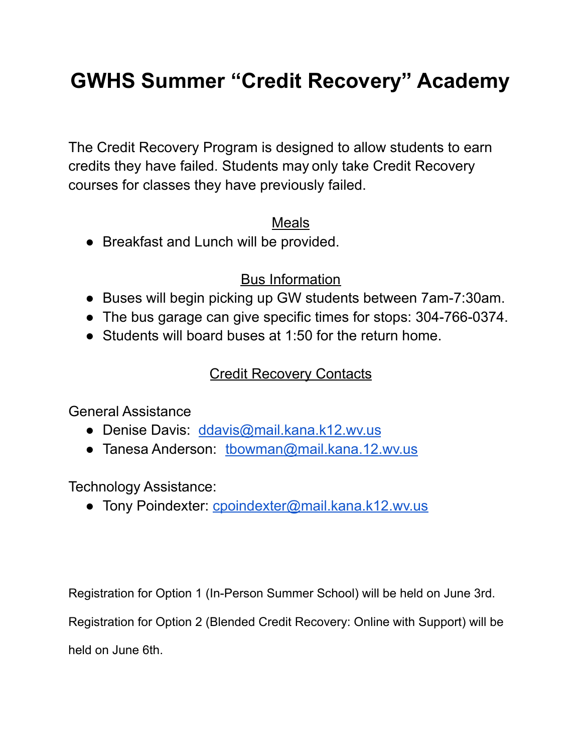# GWHS Summer "Credit Recovery" Academy

The Credit Recovery Program is designed to allow students to earn credits they have failed. Students may only take Credit Recovery courses for classes they have previously failed.

## Meals

- Breakfast and Lunch will be provided.

## Bus Information

- Buses will begin picking up GW students between 7am-7:30am.
- The bus garage can give specific times for stops: 304-766-0374.
- Students will board buses at 1:50 for the return home.

## Credit Recovery Contacts

General Assistance

- Denise Davis: ddavis@mail.kana.k12.wv.us
- Tanesa Anderson: tbowman@mail.kana.12.wv.us

Technology Assistance:

- Tony Poindexter: cpoindexter@mail.kana.k12.wv.us

Registration for Option 1 (In-Person Summer School) will be held on June 3rd.

Registration for Option 2 (Blended Credit Recovery: Online with Support) will be held on June 6th.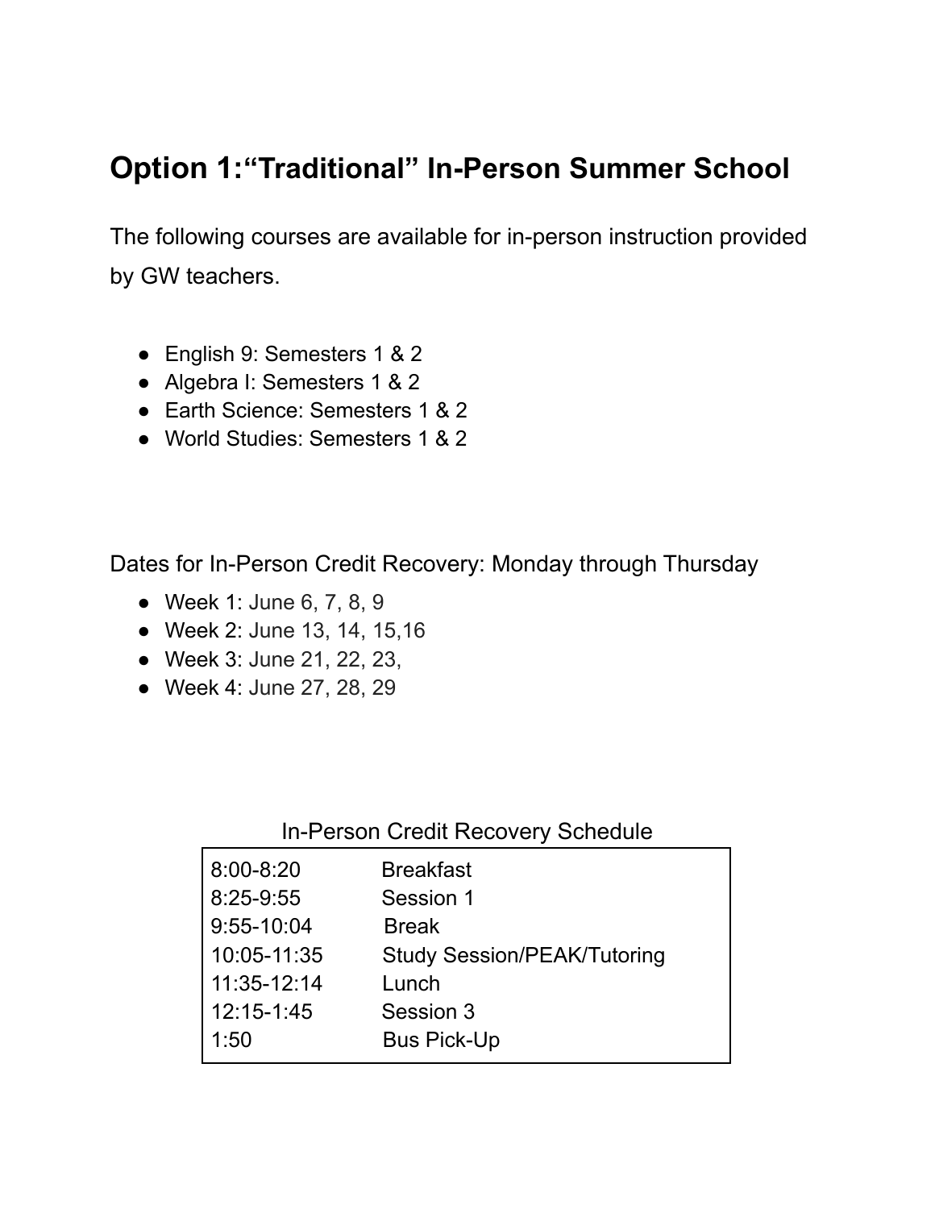## Option 1:“Traditional” In-Person Summer School

The following courses are available for in-person instruction provided by GW teachers.

- English 9: Semesters 1 & 2
- Algebra I: Semesters 1 & 2
- Earth Science: Semesters 1 & 2
- World Studies: Semesters 1 & 2

Dates for In-Person Credit Recovery: Monday through Thursday

- Week 1: June 6, 7, 8, 9
- Week 2: June 13, 14, 15,16
- Week 3: June 21, 22, 23,
- Week 4: June 27, 28, 29

In-Person Credit Recovery Schedule

| Time | Activity |
|---|---|
| 8:00-8:20 | Breakfast |
| 8:25-9:55 | Session 1 |
| 9:55-10:04 | Break |
| 10:05-11:35 | Study Session/PEAK/Tutoring |
| 11:35-12:14 | Lunch |
| 12:15-1:45 | Session 3 |
| 1:50 | Bus Pick-Up |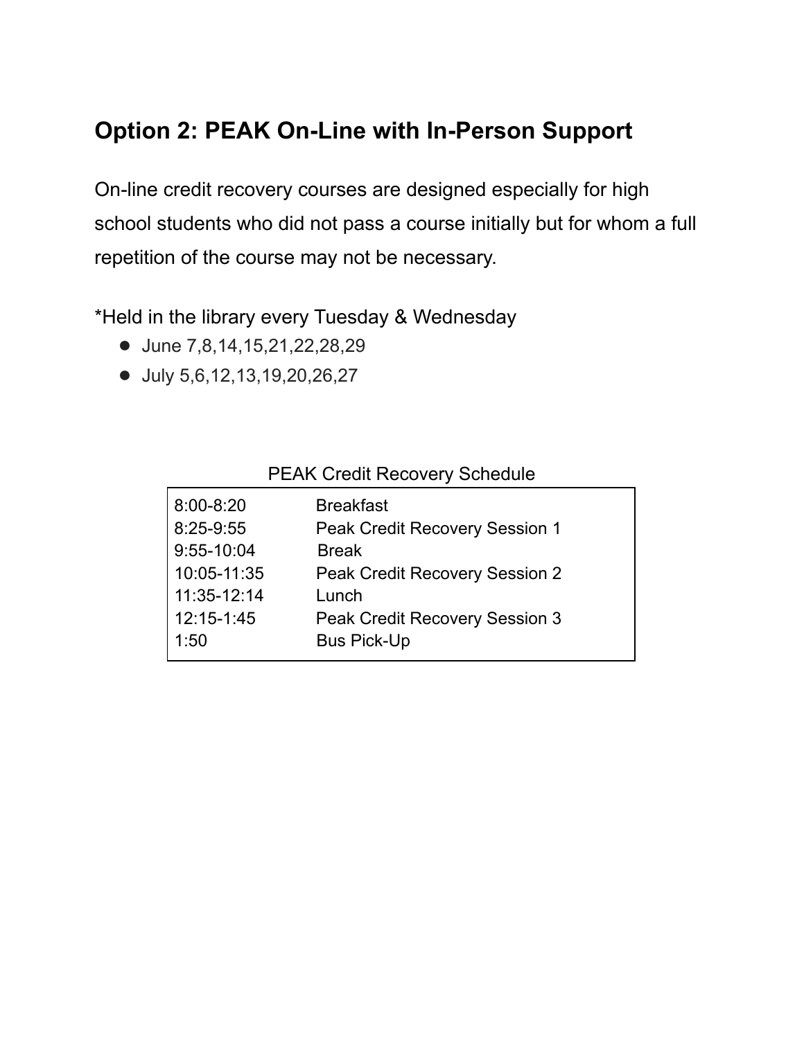## Option 2: PEAK On-Line with In-Person Support

On-line credit recovery courses are designed especially for high school students who did not pass a course initially but for whom a full repetition of the course may not be necessary.

*Held in the library every Tuesday & Wednesday

- June 7,8,14,15,21,22,28,29
- July 5,6,12,13,19,20,26,27

PEAK Credit Recovery Schedule

| Time | Activity |
|---|---|
| 8:00-8:20 | Breakfast |
| 8:25-9:55 | Peak Credit Recovery Session 1 |
| 9:55-10:04 | Break |
| 10:05-11:35 | Peak Credit Recovery Session 2 |
| 11:35-12:14 | Lunch |
| 12:15-1:45 | Peak Credit Recovery Session 3 |
| 1:50 | Bus Pick-Up |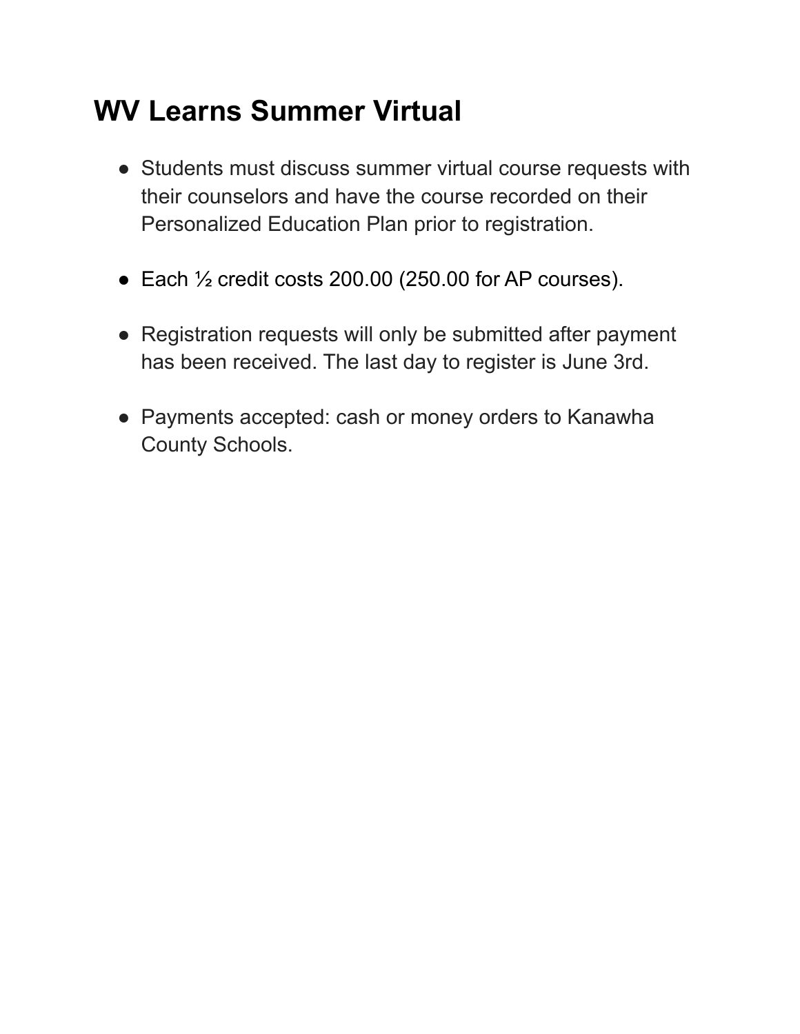## WV Learns Summer Virtual

- Students must discuss summer virtual course requests with their counselors and have the course recorded on their Personalized Education Plan prior to registration.

- Each ½ credit costs 200.00 (250.00 for AP courses).

- Registration requests will only be submitted after payment has been received. The last day to register is June 3rd.

- Payments accepted: cash or money orders to Kanawha County Schools.